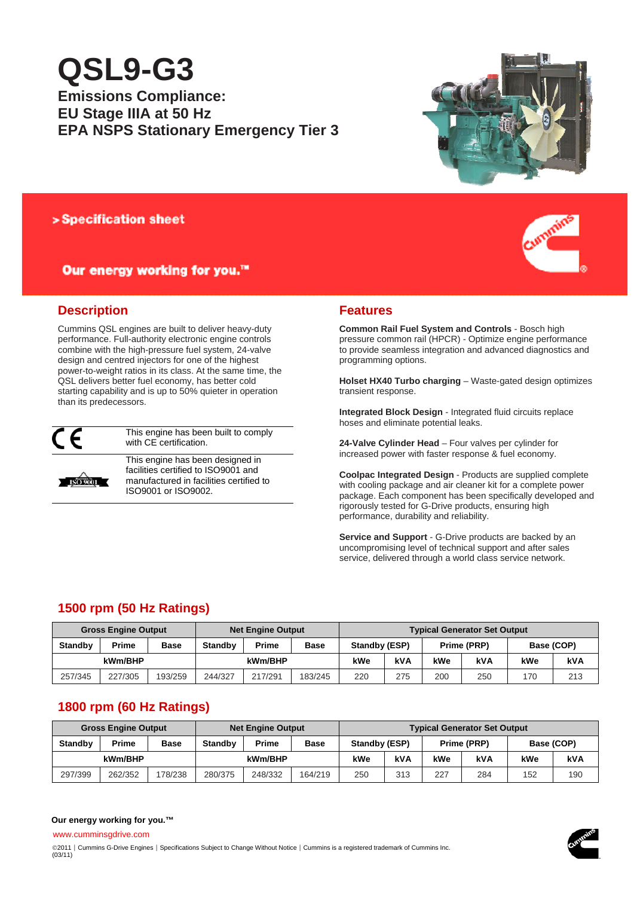# QSL9-G3

## Emissions Compliance:
## EU Stage IIIA at 50 Hz
## EPA NSPS Stationary Emergency Tier 3

> Specification sheet

Our energy working for you.™

## Description

Cummins QSL engines are built to deliver heavy-duty performance. Full-authority electronic engine controls combine with the high-pressure fuel system, 24-valve design and centred injectors for one of the highest power-to-weight ratios in its class. At the same time, the QSL delivers better fuel economy, has better cold starting capability and is up to 50% quieter in operation than its predecessors.

| | |
|---|---|
| CE | This engine has been built to comply with CE certification. |
| ISO 9001 | This engine has been designed in facilities certified to ISO9001 and manufactured in facilities certified to ISO9001 or ISO9002. |

## Features

**Common Rail Fuel System and Controls** - Bosch high pressure common rail (HPCR) - Optimize engine performance to provide seamless integration and advanced diagnostics and programming options.

**Holset HX40 Turbo charging** – Waste-gated design optimizes transient response.

**Integrated Block Design** - Integrated fluid circuits replace hoses and eliminate potential leaks.

**24-Valve Cylinder Head** – Four valves per cylinder for increased power with faster response & fuel economy.

**Coolpac Integrated Design** - Products are supplied complete with cooling package and air cleaner kit for a complete power package. Each component has been specifically developed and rigorously tested for G-Drive products, ensuring high performance, durability and reliability.

**Service and Support** - G-Drive products are backed by an uncompromising level of technical support and after sales service, delivered through a world class service network.

## 1500 rpm (50 Hz Ratings)

| Gross Engine Output | | | Net Engine Output | | | Typical Generator Set Output | | | | | |
|---|---|---|---|---|---|---|---|---|---|---|---|
| Standby | Prime | Base | Standby | Prime | Base | Standby (ESP) | | Prime (PRP) | | Base (COP) | |
| kWm/BHP | | | kWm/BHP | | | kWe | kVA | kWe | kVA | kWe | kVA |
| 257/345 | 227/305 | 193/259 | 244/327 | 217/291 | 183/245 | 220 | 275 | 200 | 250 | 170 | 213 |

## 1800 rpm (60 Hz Ratings)

| Gross Engine Output | | | Net Engine Output | | | Typical Generator Set Output | | | | | |
|---|---|---|---|---|---|---|---|---|---|---|---|
| Standby | Prime | Base | Standby | Prime | Base | Standby (ESP) | | Prime (PRP) | | Base (COP) | |
| kWm/BHP | | | kWm/BHP | | | kWe | kVA | kWe | kVA | kWe | kVA |
| 297/399 | 262/352 | 178/238 | 280/375 | 248/332 | 164/219 | 250 | 313 | 227 | 284 | 152 | 190 |

**Our energy working for you.™**

www.cumminsgdrive.com

©2011 | Cummins G-Drive Engines | Specifications Subject to Change Without Notice | Cummins is a registered trademark of Cummins Inc.
(03/11)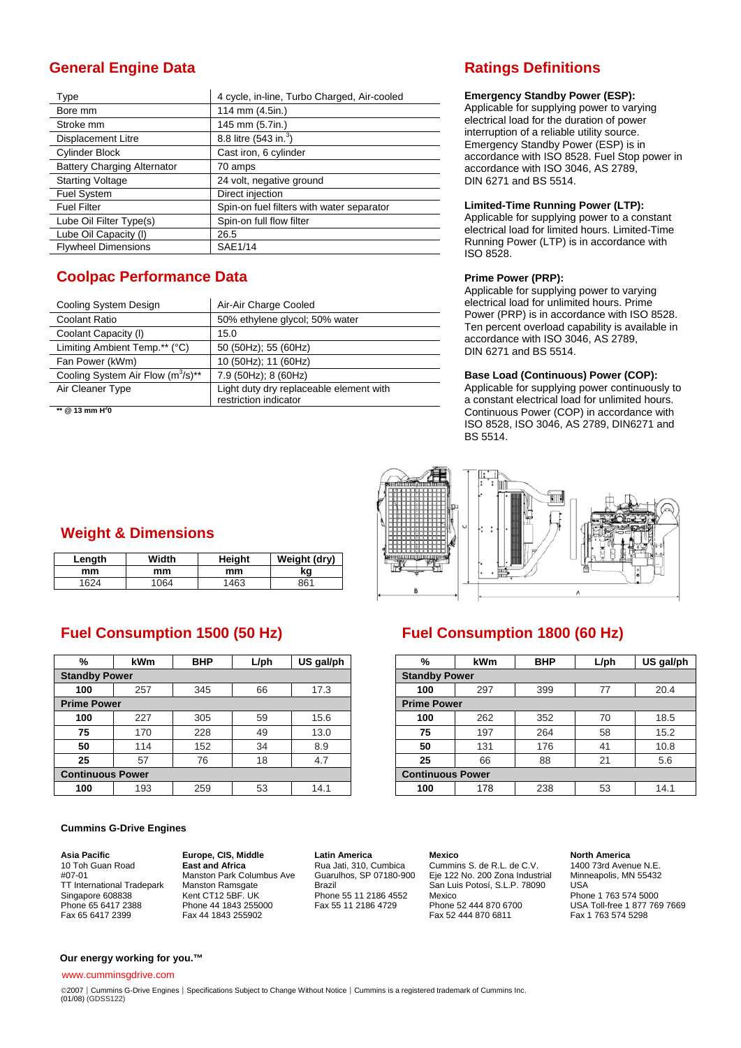## General Engine Data

| | |
|---|---|
| Type | 4 cycle, in-line, Turbo Charged, Air-cooled |
| Bore mm | 114 mm (4.5in.) |
| Stroke mm | 145 mm (5.7in.) |
| Displacement Litre | 8.8 litre (543 in.$^3$) |
| Cylinder Block | Cast iron, 6 cylinder |
| Battery Charging Alternator | 70 amps |
| Starting Voltage | 24 volt, negative ground |
| Fuel System | Direct injection |
| Fuel Filter | Spin-on fuel filters with water separator |
| Lube Oil Filter Type(s) | Spin-on full flow filter |
| Lube Oil Capacity (l) | 26.5 |
| Flywheel Dimensions | SAE1/14 |

## Coolpac Performance Data

| | |
|---|---|
| Cooling System Design | Air-Air Charge Cooled |
| Coolant Ratio | 50% ethylene glycol; 50% water |
| Coolant Capacity (l) | 15.0 |
| Limiting Ambient Temp.** (°C) | 50 (50Hz); 55 (60Hz) |
| Fan Power (kWm) | 10 (50Hz); 11 (60Hz) |
| Cooling System Air Flow (m$^3$/s)** | 7.9 (50Hz); 8 (60Hz) |
| Air Cleaner Type | Light duty dry replaceable element with restriction indicator |

** @ 13 mm H$^2$0

## Ratings Definitions

**Emergency Standby Power (ESP):**
Applicable for supplying power to varying electrical load for the duration of power interruption of a reliable utility source. Emergency Standby Power (ESP) is in accordance with ISO 8528. Fuel Stop power in accordance with ISO 3046, AS 2789, DIN 6271 and BS 5514.

**Limited-Time Running Power (LTP):**
Applicable for supplying power to a constant electrical load for limited hours. Limited-Time Running Power (LTP) is in accordance with ISO 8528.

**Prime Power (PRP):**
Applicable for supplying power to varying electrical load for unlimited hours. Prime Power (PRP) is in accordance with ISO 8528. Ten percent overload capability is available in accordance with ISO 3046, AS 2789, DIN 6271 and BS 5514.

**Base Load (Continuous) Power (COP):**
Applicable for supplying power continuously to a constant electrical load for unlimited hours. Continuous Power (COP) in accordance with ISO 8528, ISO 3046, AS 2789, DIN6271 and BS 5514.

## Weight & Dimensions

| Length mm | Width mm | Height mm | Weight (dry) kg |
|---|---|---|---|
| 1624 | 1064 | 1463 | 861 |

C

B

A

## Fuel Consumption 1500 (50 Hz)

| % | kWm | BHP | L/ph | US gal/ph |
|---|---|---|---|---|
| **Standby Power** | | | | |
| **100** | 257 | 345 | 66 | 17.3 |
| **Prime Power** | | | | |
| **100** | 227 | 305 | 59 | 15.6 |
| **75** | 170 | 228 | 49 | 13.0 |
| **50** | 114 | 152 | 34 | 8.9 |
| **25** | 57 | 76 | 18 | 4.7 |
| **Continuous Power** | | | | |
| **100** | 193 | 259 | 53 | 14.1 |

## Fuel Consumption 1800 (60 Hz)

| % | kWm | BHP | L/ph | US gal/ph |
|---|---|---|---|---|
| **Standby Power** | | | | |
| **100** | 297 | 399 | 77 | 20.4 |
| **Prime Power** | | | | |
| **100** | 262 | 352 | 70 | 18.5 |
| **75** | 197 | 264 | 58 | 15.2 |
| **50** | 131 | 176 | 41 | 10.8 |
| **25** | 66 | 88 | 21 | 5.6 |
| **Continuous Power** | | | | |
| **100** | 178 | 238 | 53 | 14.1 |

**Cummins G-Drive Engines**

**Asia Pacific**
10 Toh Guan Road
#07-01
TT International Tradepark
Singapore 608838
Phone 65 6417 2388
Fax 65 6417 2399

**Europe, CIS, Middle East and Africa**
Manston Park Columbus Ave
Manston Ramsgate
Kent CT12 5BF. UK
Phone 44 1843 255000
Fax 44 1843 255902

**Latin America**
Rua Jati, 310, Cumbica
Guarulhos, SP 07180-900
Brazil
Phone 55 11 2186 4552
Fax 55 11 2186 4729

**Mexico**
Cummins S. de R.L. de C.V.
Eje 122 No. 200 Zona Industrial
San Luis Potosí, S.L.P. 78090
Mexico
Phone 52 444 870 6700
Fax 52 444 870 6811

**North America**
1400 73rd Avenue N.E.
Minneapolis, MN 55432
USA
Phone 1 763 574 5000
USA Toll-free 1 877 769 7669
Fax 1 763 574 5298

**Our energy working for you.™**

www.cumminsgdrive.com

©2007 | Cummins G-Drive Engines | Specifications Subject to Change Without Notice | Cummins is a registered trademark of Cummins Inc.
(01/08) (GDSS122)